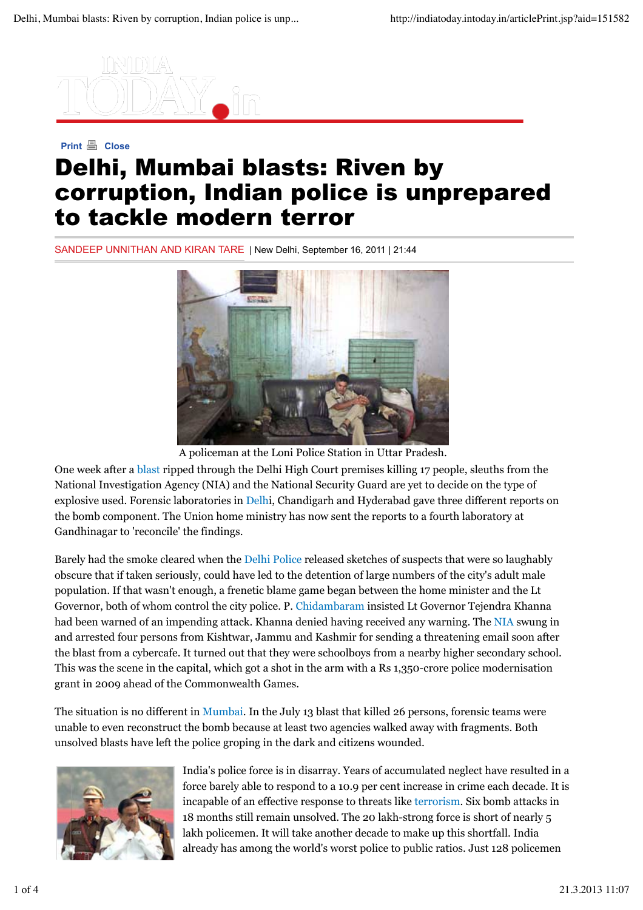Print Close

# Delhi, Mumbai blasts: Riven by corruption, Indian police is unprepared to tackle modern terror

SANDEEP UNNITHAN AND KIRAN TARE | New Delhi, September 16, 2011 | 21:44

A policeman at the Loni Police Station in Uttar Pradesh.

One week after a blast ripped through the Delhi High Court premises killing 17 people, sleuths from the National Investigation Agency (NIA) and the National Security Guard are yet to decide on the type of explosive used. Forensic laboratories in Delhi, Chandigarh and Hyderabad gave three different reports on the bomb component. The Union home ministry has now sent the reports to a fourth laboratory at Gandhinagar to 'reconcile' the findings.

Barely had the smoke cleared when the Delhi Police released sketches of suspects that were so laughably obscure that if taken seriously, could have led to the detention of large numbers of the city's adult male population. If that wasn't enough, a frenetic blame game began between the home minister and the Lt Governor, both of whom control the city police. P. Chidambaram insisted Lt Governor Tejendra Khanna had been warned of an impending attack. Khanna denied having received any warning. The NIA swung in and arrested four persons from Kishtwar, Jammu and Kashmir for sending a threatening email soon after the blast from a cybercafe. It turned out that they were schoolboys from a nearby higher secondary school. This was the scene in the capital, which got a shot in the arm with a Rs 1,350-crore police modernisation grant in 2009 ahead of the Commonwealth Games.

The situation is no different in Mumbai. In the July 13 blast that killed 26 persons, forensic teams were unable to even reconstruct the bomb because at least two agencies walked away with fragments. Both unsolved blasts have left the police groping in the dark and citizens wounded.

India's police force is in disarray. Years of accumulated neglect have resulted in a force barely able to respond to a 10.9 per cent increase in crime each decade. It is incapable of an effective response to threats like terrorism. Six bomb attacks in 18 months still remain unsolved. The 20 lakh-strong force is short of nearly 5 lakh policemen. It will take another decade to make up this shortfall. India already has among the world's worst police to public ratios. Just 128 policemen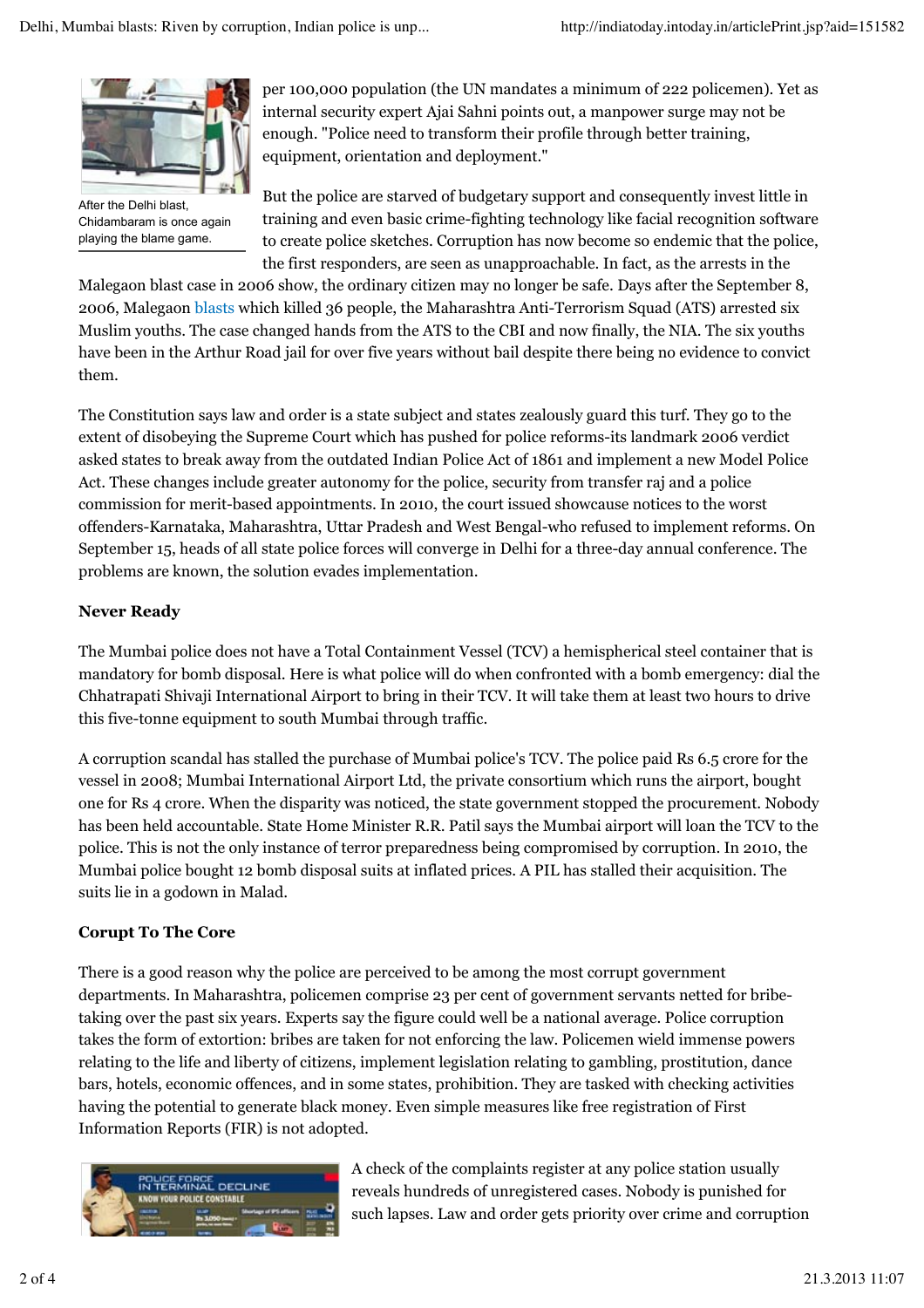After the Delhi blast, Chidambaram is once again playing the blame game.

per 100,000 population (the UN mandates a minimum of 222 policemen). Yet as internal security expert Ajai Sahni points out, a manpower surge may not be enough. "Police need to transform their profile through better training, equipment, orientation and deployment."

But the police are starved of budgetary support and consequently invest little in training and even basic crime-fighting technology like facial recognition software to create police sketches. Corruption has now become so endemic that the police, the first responders, are seen as unapproachable. In fact, as the arrests in the Malegaon blast case in 2006 show, the ordinary citizen may no longer be safe. Days after the September 8, 2006, Malegaon blasts which killed 36 people, the Maharashtra Anti-Terrorism Squad (ATS) arrested six Muslim youths. The case changed hands from the ATS to the CBI and now finally, the NIA. The six youths have been in the Arthur Road jail for over five years without bail despite there being no evidence to convict them.

The Constitution says law and order is a state subject and states zealously guard this turf. They go to the extent of disobeying the Supreme Court which has pushed for police reforms-its landmark 2006 verdict asked states to break away from the outdated Indian Police Act of 1861 and implement a new Model Police Act. These changes include greater autonomy for the police, security from transfer raj and a police commission for merit-based appointments. In 2010, the court issued showcause notices to the worst offenders-Karnataka, Maharashtra, Uttar Pradesh and West Bengal-who refused to implement reforms. On September 15, heads of all state police forces will converge in Delhi for a three-day annual conference. The problems are known, the solution evades implementation.

**Never Ready**

The Mumbai police does not have a Total Containment Vessel (TCV) a hemispherical steel container that is mandatory for bomb disposal. Here is what police will do when confronted with a bomb emergency: dial the Chhatrapati Shivaji International Airport to bring in their TCV. It will take them at least two hours to drive this five-tonne equipment to south Mumbai through traffic.

A corruption scandal has stalled the purchase of Mumbai police's TCV. The police paid Rs 6.5 crore for the vessel in 2008; Mumbai International Airport Ltd, the private consortium which runs the airport, bought one for Rs 4 crore. When the disparity was noticed, the state government stopped the procurement. Nobody has been held accountable. State Home Minister R.R. Patil says the Mumbai airport will loan the TCV to the police. This is not the only instance of terror preparedness being compromised by corruption. In 2010, the Mumbai police bought 12 bomb disposal suits at inflated prices. A PIL has stalled their acquisition. The suits lie in a godown in Malad.

**Corupt To The Core**

There is a good reason why the police are perceived to be among the most corrupt government departments. In Maharashtra, policemen comprise 23 per cent of government servants netted for bribe-taking over the past six years. Experts say the figure could well be a national average. Police corruption takes the form of extortion: bribes are taken for not enforcing the law. Policemen wield immense powers relating to the life and liberty of citizens, implement legislation relating to gambling, prostitution, dance bars, hotels, economic offences, and in some states, prohibition. They are tasked with checking activities having the potential to generate black money. Even simple measures like free registration of First Information Reports (FIR) is not adopted.

A check of the complaints register at any police station usually reveals hundreds of unregistered cases. Nobody is punished for such lapses. Law and order gets priority over crime and corruption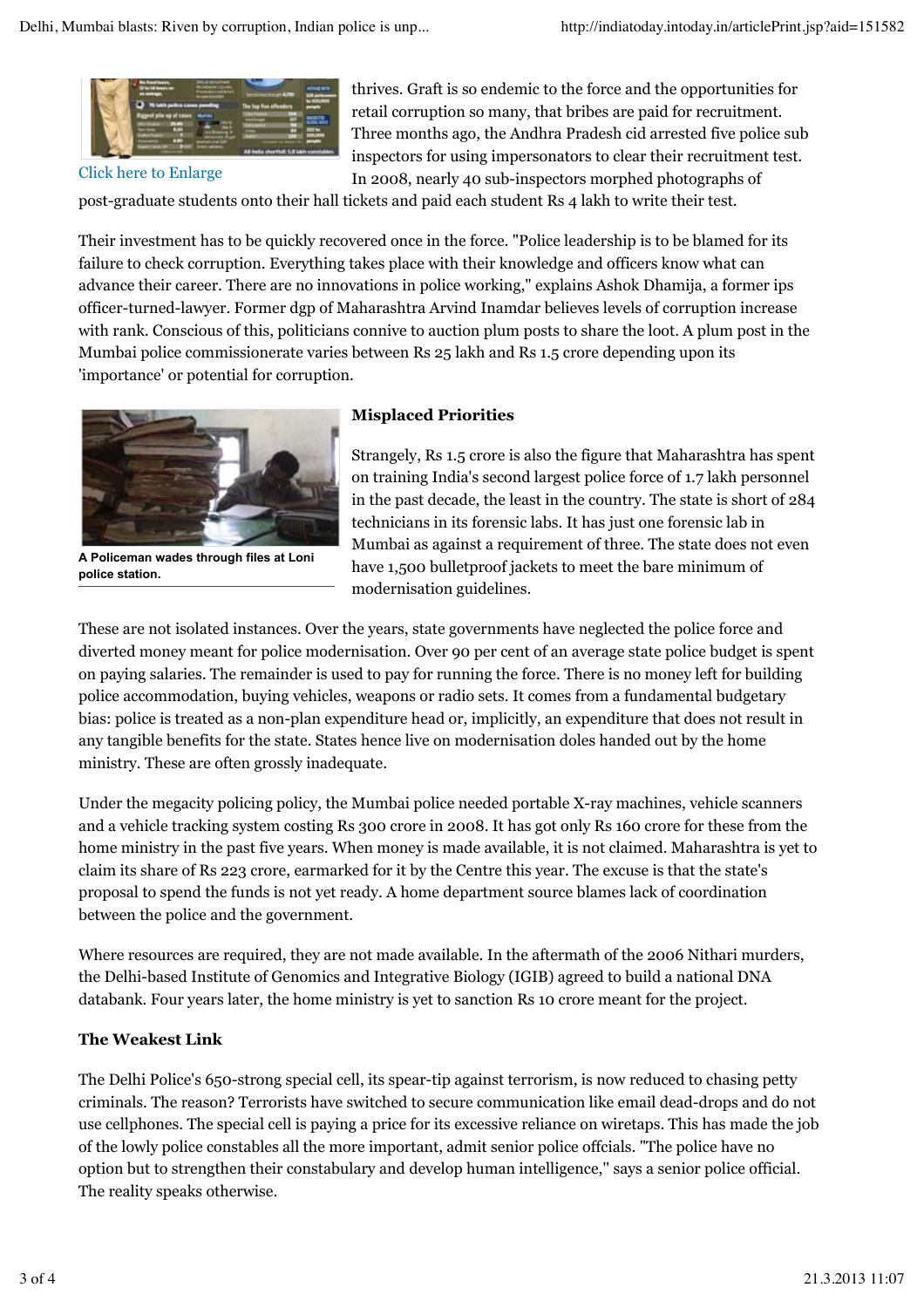Click here to Enlarge

thrives. Graft is so endemic to the force and the opportunities for retail corruption so many, that bribes are paid for recruitment. Three months ago, the Andhra Pradesh cid arrested five police sub inspectors for using impersonators to clear their recruitment test. In 2008, nearly 40 sub-inspectors morphed photographs of post-graduate students onto their hall tickets and paid each student Rs 4 lakh to write their test.

Their investment has to be quickly recovered once in the force. "Police leadership is to be blamed for its failure to check corruption. Everything takes place with their knowledge and officers know what can advance their career. There are no innovations in police working," explains Ashok Dhamija, a former ips officer-turned-lawyer. Former dgp of Maharashtra Arvind Inamdar believes levels of corruption increase with rank. Conscious of this, politicians connive to auction plum posts to share the loot. A plum post in the Mumbai police commissionerate varies between Rs 25 lakh and Rs 1.5 crore depending upon its 'importance' or potential for corruption.

A Policeman wades through files at Loni police station.

### Misplaced Priorities

Strangely, Rs 1.5 crore is also the figure that Maharashtra has spent on training India's second largest police force of 1.7 lakh personnel in the past decade, the least in the country. The state is short of 284 technicians in its forensic labs. It has just one forensic lab in Mumbai as against a requirement of three. The state does not even have 1,500 bulletproof jackets to meet the bare minimum of modernisation guidelines.

These are not isolated instances. Over the years, state governments have neglected the police force and diverted money meant for police modernisation. Over 90 per cent of an average state police budget is spent on paying salaries. The remainder is used to pay for running the force. There is no money left for building police accommodation, buying vehicles, weapons or radio sets. It comes from a fundamental budgetary bias: police is treated as a non-plan expenditure head or, implicitly, an expenditure that does not result in any tangible benefits for the state. States hence live on modernisation doles handed out by the home ministry. These are often grossly inadequate.

Under the megacity policing policy, the Mumbai police needed portable X-ray machines, vehicle scanners and a vehicle tracking system costing Rs 300 crore in 2008. It has got only Rs 160 crore for these from the home ministry in the past five years. When money is made available, it is not claimed. Maharashtra is yet to claim its share of Rs 223 crore, earmarked for it by the Centre this year. The excuse is that the state's proposal to spend the funds is not yet ready. A home department source blames lack of coordination between the police and the government.

Where resources are required, they are not made available. In the aftermath of the 2006 Nithari murders, the Delhi-based Institute of Genomics and Integrative Biology (IGIB) agreed to build a national DNA databank. Four years later, the home ministry is yet to sanction Rs 10 crore meant for the project.

### The Weakest Link

The Delhi Police's 650-strong special cell, its spear-tip against terrorism, is now reduced to chasing petty criminals. The reason? Terrorists have switched to secure communication like email dead-drops and do not use cellphones. The special cell is paying a price for its excessive reliance on wiretaps. This has made the job of the lowly police constables all the more important, admit senior police offcials. "The police have no option but to strengthen their constabulary and develop human intelligence," says a senior police official. The reality speaks otherwise.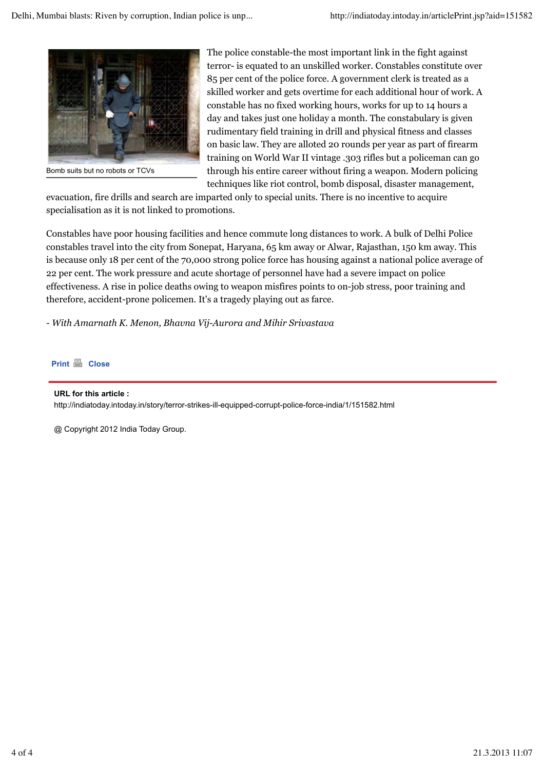Bomb suits but no robots or TCVs

The police constable-the most important link in the fight against terror- is equated to an unskilled worker. Constables constitute over 85 per cent of the police force. A government clerk is treated as a skilled worker and gets overtime for each additional hour of work. A constable has no fixed working hours, works for up to 14 hours a day and takes just one holiday a month. The constabulary is given rudimentary field training in drill and physical fitness and classes on basic law. They are alloted 20 rounds per year as part of firearm training on World War II vintage .303 rifles but a policeman can go through his entire career without firing a weapon. Modern policing techniques like riot control, bomb disposal, disaster management, evacuation, fire drills and search are imparted only to special units. There is no incentive to acquire specialisation as it is not linked to promotions.

Constables have poor housing facilities and hence commute long distances to work. A bulk of Delhi Police constables travel into the city from Sonepat, Haryana, 65 km away or Alwar, Rajasthan, 150 km away. This is because only 18 per cent of the 70,000 strong police force has housing against a national police average of 22 per cent. The work pressure and acute shortage of personnel have had a severe impact on police effectiveness. A rise in police deaths owing to weapon misfires points to on-job stress, poor training and therefore, accident-prone policemen. It's a tragedy playing out as farce.

*- With Amarnath K. Menon, Bhavna Vij-Aurora and Mihir Srivastava*

Print Close

**URL for this article :**
http://indiatoday.intoday.in/story/terror-strikes-ill-equipped-corrupt-police-force-india/1/151582.html

@ Copyright 2012 India Today Group.